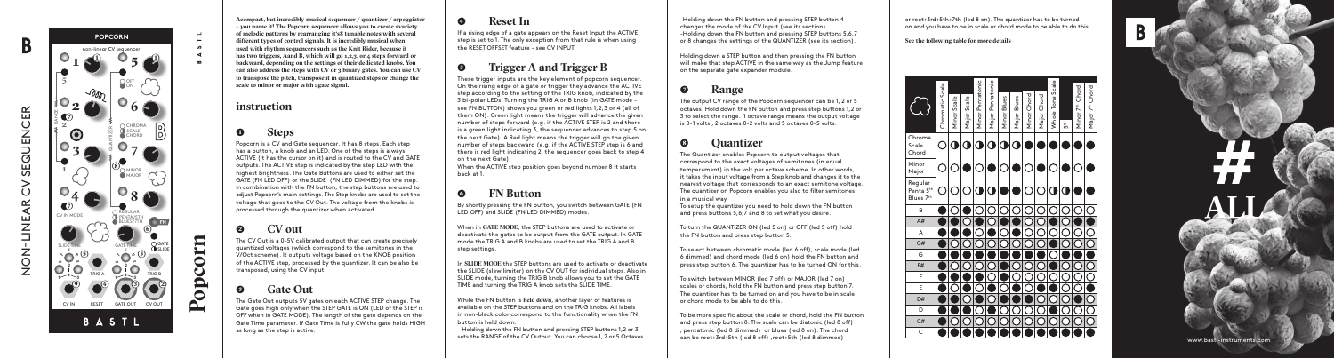# Popcorn

## NON-LINEAR CV SEQUENCER

**BASTL**

**Acompact, but incredibly musical sequencer / quantizer / arpeggiator - you name it! The Popcorn sequencer allows you to create avariety of melodic patterns by rearranging it's 8 tunable notes with several different types of control signals. It is incredibly musical when used with rhythm sequencers such as the Knit Rider, because it has two triggers, Aand B, which will go 1,2,3, or 4 steps forward or backward, depending on the settings of their dedicated knobs. You can also address the steps with CV or 3 binary gates. You can use CV to transpose the pitch, transpose it in quantized steps or change the scale to minor or major with agate signal.**

## instruction

### 1 Steps

Popcorn is a CV and Gate sequencer. It has 8 steps. Each step has a button, a knob and an LED. One of the steps is always ACTIVE (it has the cursor on it) and is routed to the CV and GATE outputs. The ACTIVE step is indicated by the step LED with the highest brightness. The Gate Buttons are used to either set the GATE (FN LED OFF) or the SLIDE (FN LED DIMMED) for the step. In combination with the FN button, the step buttons are used to adjust Popcorn's main settings. The Step knobs are used to set the voltage that goes to the CV Out. The voltage from the knobs is processed through the quantizer when activated.

### 2 CV out

The CV Out is a 0-5V calibrated output that can create precisely quantized voltages (which correspond to the semitones in the V/Oct scheme). It outputs voltage based on the KNOB position of the ACTIVE step, processed by the quantizer. It can be also be transposed, using the CV input.

### 3 Gate Out

The Gate Out outputs 5V gates on each ACTIVE STEP change. The Gate goes high only when the STEP GATE is ON (LED of the STEP is OFF when in GATE MODE). The length of the gate depends on the Gate Time parameter. If Gate Time is fully CW the gate holds HIGH as long as the step is active.

### 4 Reset In

If a rising edge of a gate appears on the Reset Input the ACTIVE step is set to 1. The only exception from that rule is when using the RESET OFFSET feature - see CV INPUT.

### 5 Trigger A and Trigger B

These trigger inputs are the key element of popcorn sequencer. On the rising edge of a gate or trigger they advance the ACTIVE step according to the setting of the TRIG knob, indicated by the 3 bi-polar LEDs. Turning the TRIG A or B knob (in GATE mode - see FN BUTTON) shows you green or red lights 1,2,3 or 4 (all of them ON). Green light means the trigger will advance the given number of steps forward (e.g. if the ACTIVE STEP is 2 and there is a green light indicating 3, the sequencer advances to step 5 on the next Gate). A Red light means the trigger will go the given number of steps backward (e.g. if the ACTIVE STEP is 6 and there is red light indicating 2, the sequencer goes back to step 4 on the next Gate).

When the ACTIVE step position goes beyond number 8 it starts back at 1.

### 6 FN Button

By shortly pressing the FN button, you switch between GATE (FN LED OFF) and SLIDE (FN LED DIMMED) modes.

When in **GATE MODE**, the STEP buttons are used to activate or deactivate the gates to be output from the GATE output. In GATE mode the TRIG A and B knobs are used to set the TRIG A and B step settings.

In **SLIDE MODE** the STEP buttons are used to activate or deactivate the SLIDE (slew limiter) on the CV OUT for individual steps. Also in SLIDE mode, turning the TRIG B knob allows you to set the GATE TIME and turning the TRIG A knob sets the SLIDE TIME.

While the FN button is **held down**, another layer of features is available on the STEP buttons and on the TRIG knobs. All labels in non-black color correspond to the functionality when the FN button is held down.

- Holding down the FN button and pressing STEP buttons 1,2 or 3 sets the RANGE of the CV Output. You can choose 1, 2 or 5 Octaves.

-Holding down the FN button and pressing STEP button 4 changes the mode of the CV Input (see its section).

-Holding down the FN button and pressing STEP buttons 5,6,7 or 8 changes the settings of the QUANTIZER (see its section).

Holding down a STEP button and then pressing the FN button will make that step ACTIVE in the same way as the Jump feature on the separate gate expander module.

### 7 Range

The output CV range of the Popcorn sequencer can be 1, 2 or 5 octaves. Hold down the FN button and press step buttons 1,2 or 3 to select the range. 1 octave range means the output voltage is 0-1 volts , 2 octaves 0-2 volts and 5 octaves 0-5 volts.

### 8 Quantizer

The Quantizer enables Popcorn to output voltages that correspond to the exact voltages of semitones (in equal temperament) in the volt per octave scheme. In other words, it takes the input voltage from a Step knob and changes it to the nearest voltage that corresponds to an exact semitone voltage. The quantizer on Popcorn enables you also to filter semitones in a musical way.

To setup the quantizer you need to hold down the FN button and press buttons 5,6,7 and 8 to set what you desire.

To turn the QUANTIZER ON (led 5 on) or OFF (led 5 off) hold the FN button and press step button 5.

To select between chromatic mode (led 6 off), scale mode (led 6 dimmed) and chord mode (led 6 on) hold the FN button and press step button 6. The quantizer has to be turned ON for this.

To switch between MINOR (led 7 off) or MAJOR (led 7 on) scales or chords, hold the FN button and press step button 7. The quantizer has to be turned on and you have to be in scale or chord mode to be able to do this.

To be more specific about the scale or chord, hold the FN button and press step button 8. The scale can be diatonic (led 8 off) , pentatonic (led 8 dimmed) or blues (led 8 on). The chord can be root+3rd+5th (led 8 off) ,root+5th (led 8 dimmed) or root+3rd+5th+7th (led 8 on). The quantizer has to be turned on and you have to be in scale or chord mode to be able to do this.

**See the following table for more details**

| | Chromatic Scale | Minor Scale | Major Scale | Minor Pentatonic | Major Pentatonic | Minor Blues | Major Blues | Minor Chord | Major Chord | Whole Tone Scale | 5th | Minor 7th Chord | Major 7th Chord |
|---|---|---|---|---|---|---|---|---|---|---|---|---|---|
| Chroma Scale Chord | ○ | ◐ | ◐ | ◐ | ◐ | ◐ | ◐ | ● | ● | ● | ● | ● | ● |
| Minor Major | ○ | ○ | ● | ○ | ● | ○ | ● | ○ | ● | ○ | ● | ○ | ● |
| Regular Penta 5th Blues 7th | ○ | ○ | ○ | ◐ | ◐ | ● | ● | ○ | ○ | ◐ | ◐ | ● | ● |
| B | ● | ○ | ● | ○ | ○ | ○ | ○ | ○ | ○ | ○ | ○ | ○ | ● |
| A# | ● | ● | ○ | ● | ○ | ● | ○ | ○ | ○ | ● | ○ | ● | ○ |
| A | ● | ○ | ● | ○ | ● | ○ | ● | ○ | ○ | ○ | ○ | ○ | ○ |
| G# | ● | ● | ○ | ○ | ○ | ○ | ○ | ○ | ○ | ● | ○ | ○ | ○ |
| G | ● | ● | ● | ● | ● | ● | ● | ● | ● | ○ | ● | ● | ● |
| F# | ● | ○ | ○ | ○ | ○ | ● | ○ | ○ | ○ | ● | ○ | ○ | ○ |
| F | ● | ● | ● | ● | ○ | ● | ○ | ○ | ○ | ○ | ○ | ○ | ○ |
| E | ● | ○ | ● | ○ | ● | ○ | ● | ○ | ● | ● | ○ | ○ | ● |
| D# | ● | ● | ○ | ● | ○ | ● | ● | ● | ○ | ○ | ○ | ● | ○ |
| D | ● | ● | ● | ○ | ● | ○ | ● | ○ | ○ | ● | ○ | ○ | ○ |
| C# | ● | ○ | ○ | ○ | ○ | ○ | ○ | ○ | ○ | ○ | ○ | ○ | ○ |
| C | ● | ● | ● | ● | ● | ● | ● | ● | ● | ● | ● | ● | ● |

**ALL**

www.bastl-instruments.com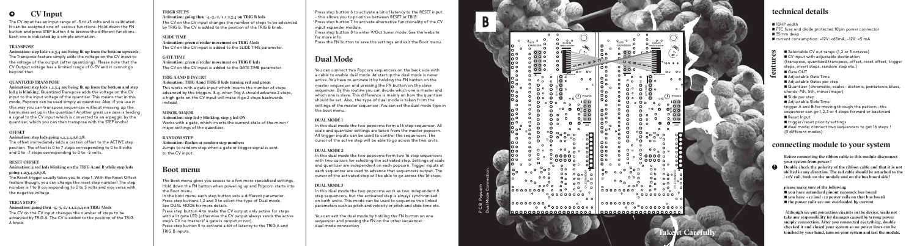## 9 CV Input

The CV input has an input range of -5 to +5 volts and is calibrated. It can be assigned one of various functions. Hold down the FN button and press STEP button 4 to browse the different functions. Each one is indicated by a simple animation.

### TRANSPOSE

**Animation: step leds 1,2,3,4 are being lit up from the bottom upwards.** The Transpose feature simply adds the voltage on the CV input to the voltage of the output (after quantizing). Please note that the CV Output voltage has a limited range of 0-5V and it cannot go beyond that.

### QUANTIZED TRANSPOSE

**Animation: step leds 1,2,3,4 are being lit up from the bottom and step led 5 is blinking.** Quantized Transpose adds the voltage on the CV input to the input voltage of the quantizer. This means that in this mode, Popcorn can be used simply as quantizer. Also, if you use it this way you can transpose sequences without messing up the harmonies set up in the quantizer! Another great use case is feeding a signal to the CV input which is converted to an arpeggio by the quantizer, which you can then transpose with the STEP knobs!

### OFFSET

**Animation: step leds going 1,2,3,4,5,6,7,8.**
The offset immediately adds a certain offset to the ACTIVE step position. The offset is 0 to 7 steps corresponding to 0 to 5 volts and 0 to -7 steps corresponding to 0 to -5 volts.

### RESET OFFEET

**Animation: 3 red leds blinking on the TRIG Aand B while step leds going 1,2,3,4,5,6,7,8.**
The Reset trigger usually takes you to step 1. With the Reset Offset feature though, you can change the reset step number! The step number is 1 to 8 corresponding to 0 to 5 volts and vice versa with the negative voltage.

### TRIGA STEPS

**Animation: going thru -4,-3,-2,-1,1,2,3,4 on TRIG Aleds**
The CV on the CV input changes the number of steps to be advanced by TRIG A. The CV is added to the position of the TRIG A knob.

### TRIGB STEPS

**Animation: going thru -4,-3,-2,-1,1,2,3,4 on TRIG B leds**
The CV on the CV input changes the number of steps to be advanced by TRIG B. The CV is added to the position of the TRIG B knob.

### SLIDE TIME

**Animation: green circular movement on TRIG Aleds**
The CV on the CV input is added to the SLIDE TIME parameter.

### GATE TIME

**Animation: green circular movement on TRIG B leds**
The CV on the CV input is added to the GATE TIME parameter.

### TRIG A AND B INVERT

**Animation: TRIG Aand TRIG B leds turning red and green**
This works with a gate input which inverts the number of steps advanced by the triggers. E.g. when Trig A should advance 2 steps, a high gate on the CV input will make it go 2 steps backwards instead.

### MINOR/MAJOR

**Animation: step led 7 blinking, step 5 led ON**
Works with a gate, which inverts the current state of the minor/major settings of the quantizer.

### RANDOM STEP

**Animation: flashes at random step numbers**
Jumps to random step when a gate or trigger signal is sent to the CV input.

## Boot menu

The Boot menu gives you access to a few more specialised settings. Hold down the FN button when powering up and Popcorn starts into the Boot menu.
In the boot menu each step button sets a different parameter. Press step buttons 1,2 and 3 to select the type of Dual mode. See DUAL MODE for more details.
Press step button 4 to make the CV output only active for steps with a lit gate LED (otherwise the CV output always sends the active step's CV no matter if a gate is output or not).
Press step button 5 to activate a bit of latency to the TRIG A and TRIG B inputs.
Press step button 6 to activate a bit of latency to the RESET input. - this allows you to prioritise between RESET or TRIG.
Press step button 7 to activate alternative functionality of the CV input expander module.
Press step button 8 to enter V/Oct tuner mode. See the website for more info.
Press the FN button to save the settings and exit the Boot menu.

## Dual Mode

You can connect two Popcorn sequencers on the back side with a cable to enable dual mode. At startup the dual mode is never active. You have to activate it by holding the FN button on the master sequencer and pressing the FN button on the slave sequencer. By this routine you can decide which one is master and which one is slave. This difference is mainly on how the quantizer should be set. Also, the type of dual mode is taken from the settings of the master sequencer. You can set the dual mode type in the boot menu.

### DUAL MODE 1

In this dual mode the two popcorns form a 16 step sequencer. All scale and quantizer settings are taken from the master popcorn. All trigger inputs can be used to control the sequencers. The cursor of the active step will be able to go across the two units.

### DUAL MODE 2

In this dual mode the two popcorn form two 16 step sequencers with two cursors for selecting the activated step. Settings of scale and quantizer are independent on each popcorn. Trigger inputs at each sequencer are used to advance that sequencers output. The cursor of the activated step will be able to go across the 16 steps.

### DUAL MODE 3

In this dual mode the two popcorns work as two independent 8 step sequencers, but the activated step is always synchronised on both units. This mode can be used to sequence two linked parameters such as pitch and velocity or pitch and slide time etc.

You can exit the dual mode by holding the FN button on one sequencer and pressing the FN on the other sequencer. dual mode connection

B

P.C.B. Popcorn
Dual Mode Connection

Take it Carefully

## technical details

- 10HP width
- PTC fuse and diode protected 10pin power connector
- 35mm deep
- current consumption: +12V: <65mA, -12V: <5 mA

## features

- Selectable CV out range (1,2 or 5 octaves)
- CV input with adjustable destination (transpose, quantized transpose, offset, reset offset, trigger steps, invert steps, random step etc.)
- Gate OUT
- Adjustable Gate Time
- Adjustable Gates per step
- Quantizer (chromatic, scales – diatonic, pentatonic, blues, chords–7th, 5th, minor/major)
- Slide per step
- Adjustable Slide Time
trigger A and B for moving through the pattern – the sequencer can go 1, 2, 3 or 4 steps forward or backward
- Reset Input
- trigger/reset priority settings
- dual mode: connect two sequencers to get 16 steps ! (3 different modes)

## connecting module to your system

**Before connecting the ribbon cable to this module disconnect your system from power !**

**Double check the polarity of the ribbon cable and that it is not shifted in any direction. The red cable should be attached to the -12V rail, both on the module and on the bus board side!**

**please make sure of the following**

- **you have a standard pinout eurorack bus board**
- **you have +12 and -12 power rails on that bus board**
- **the power rails are not overloaded by current**

**Although we put protection circuits in the device, we do not take any responsibility for damages caused by wrong power supply connection. After you connected everything, double checked it and closed your system so no power lines can be touched by your hand, turn on your system and test the module.**